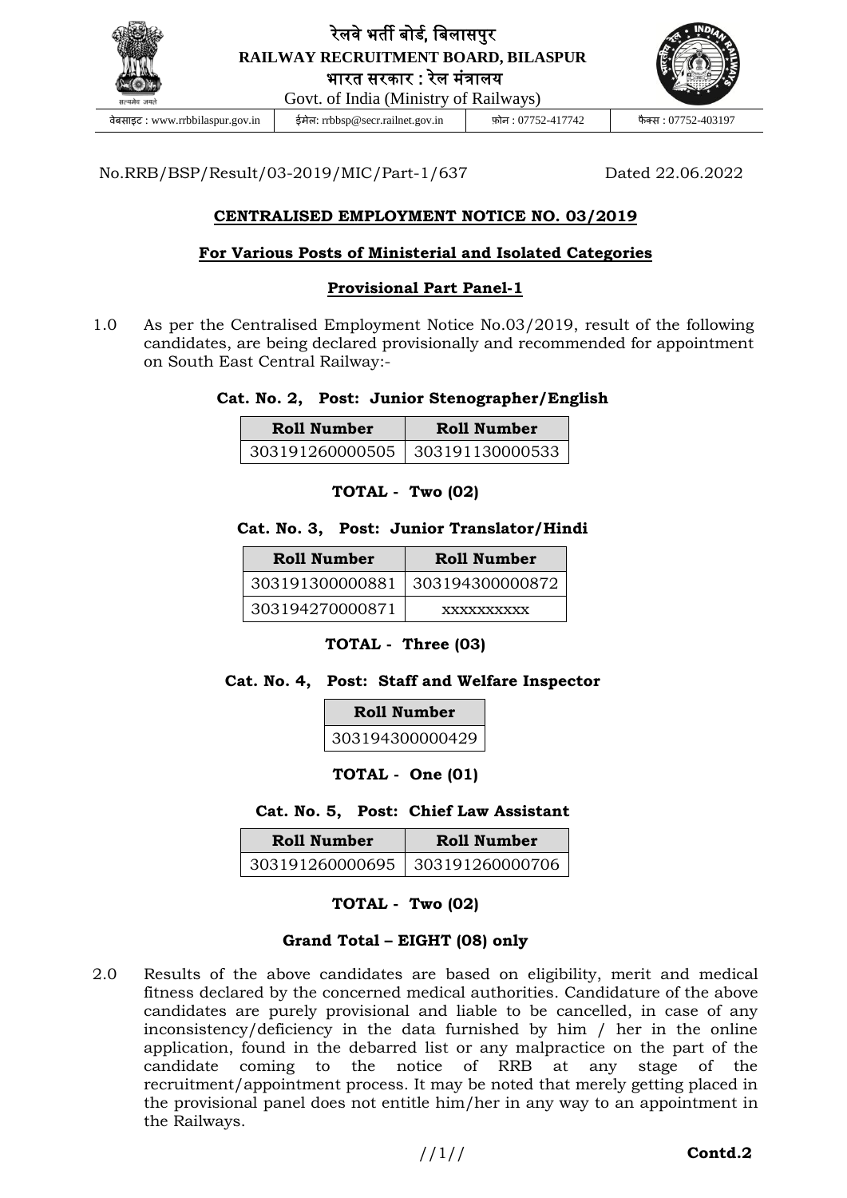रेलवे भर्ती बोर्ड, बिलासपुर
**RAILWAY RECRUITMENT BOARD, BILASPUR**
भारत सरकार : रेल मंत्रालय
Govt. of India (Ministry of Railways)

| वेबसाइट : www.rrbbilaspur.gov.in | ईमेल: rrbbsp@secr.railnet.gov.in | फोन : 07752-417742 | फैक्स : 07752-403197 |
|---|---|---|---|

No.RRB/BSP/Result/03-2019/MIC/Part-1/637 Dated 22.06.2022

## CENTRALISED EMPLOYMENT NOTICE NO. 03/2019

### For Various Posts of Ministerial and Isolated Categories

### Provisional Part Panel-1

1.0 As per the Centralised Employment Notice No.03/2019, result of the following candidates, are being declared provisionally and recommended for appointment on South East Central Railway:-

**Cat. No. 2, Post: Junior Stenographer/English**

| Roll Number | Roll Number |
|---|---|
| 303191260000505 | 303191130000533 |

**TOTAL - Two (02)**

**Cat. No. 3, Post: Junior Translator/Hindi**

| Roll Number | Roll Number |
|---|---|
| 303191300000881 | 303194300000872 |
| 303194270000871 | xxxxxxxxxx |

**TOTAL - Three (03)**

**Cat. No. 4, Post: Staff and Welfare Inspector**

| Roll Number |
|---|
| 303194300000429 |

**TOTAL - One (01)**

**Cat. No. 5, Post: Chief Law Assistant**

| Roll Number | Roll Number |
|---|---|
| 303191260000695 | 303191260000706 |

**TOTAL - Two (02)**

**Grand Total – EIGHT (08) only**

2.0 Results of the above candidates are based on eligibility, merit and medical fitness declared by the concerned medical authorities. Candidature of the above candidates are purely provisional and liable to be cancelled, in case of any inconsistency/deficiency in the data furnished by him / her in the online application, found in the debarred list or any malpractice on the part of the candidate coming to the notice of RRB at any stage of the recruitment/appointment process. It may be noted that merely getting placed in the provisional panel does not entitle him/her in any way to an appointment in the Railways.

**Contd.2**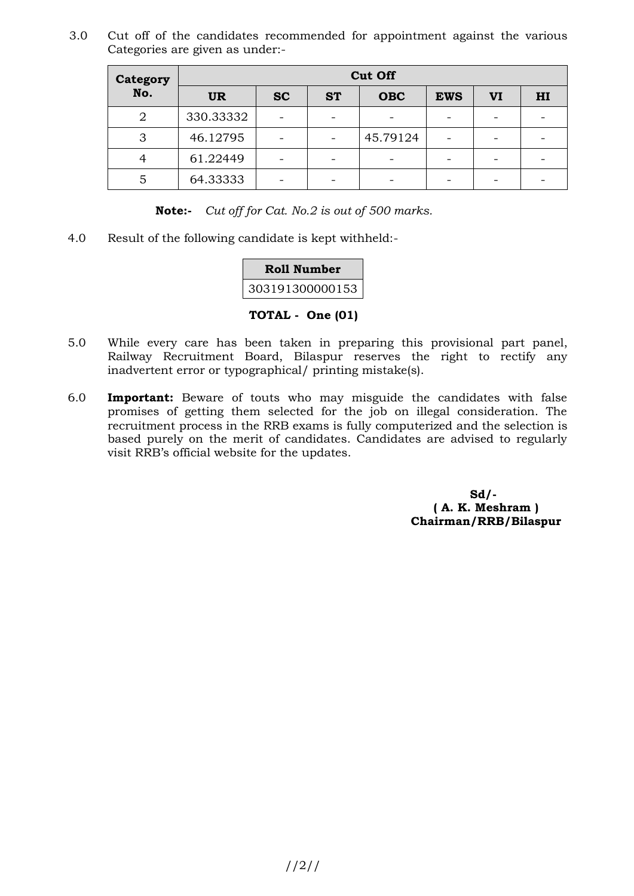3.0 Cut off of the candidates recommended for appointment against the various Categories are given as under:-

| Category No. | Cut Off | | | | | | |
|---|---|---|---|---|---|---|---|
| | **UR** | **SC** | **ST** | **OBC** | **EWS** | **VI** | **HI** |
| 2 | 330.33332 | - | - | - | - | - | - |
| 3 | 46.12795 | - | - | 45.79124 | - | - | - |
| 4 | 61.22449 | - | - | - | - | - | - |
| 5 | 64.33333 | - | - | - | - | - | - |

**Note:-** *Cut off for Cat. No.2 is out of 500 marks.*

4.0 Result of the following candidate is kept withheld:-

| Roll Number |
|---|
| 303191300000153 |

**TOTAL - One (01)**

5.0 While every care has been taken in preparing this provisional part panel, Railway Recruitment Board, Bilaspur reserves the right to rectify any inadvertent error or typographical/ printing mistake(s).

6.0 **Important:** Beware of touts who may misguide the candidates with false promises of getting them selected for the job on illegal consideration. The recruitment process in the RRB exams is fully computerized and the selection is based purely on the merit of candidates. Candidates are advised to regularly visit RRB's official website for the updates.

**Sd/-**
**( A. K. Meshram )**
**Chairman/RRB/Bilaspur**